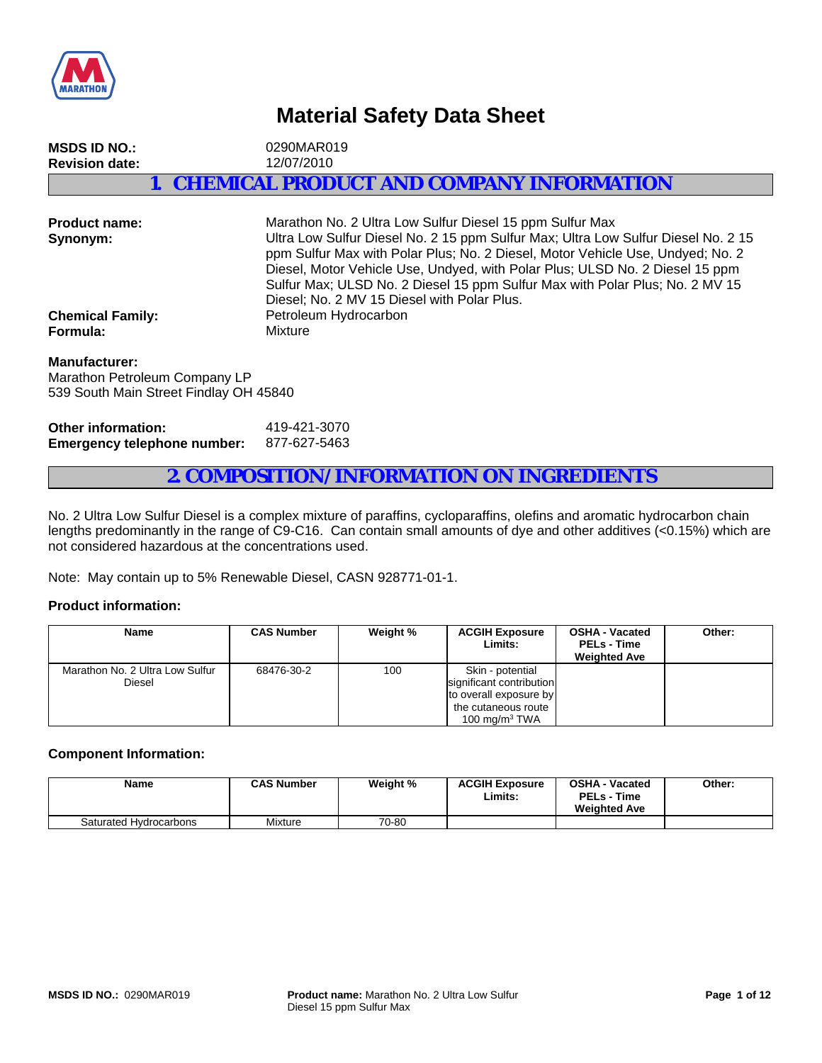# Material Safety Data Sheet

**MSDS ID NO.:** 0290MAR019
**Revision date:** 12/07/2010

## 1. CHEMICAL PRODUCT AND COMPANY INFORMATION

**Product name:** Marathon No. 2 Ultra Low Sulfur Diesel 15 ppm Sulfur Max

**Synonym:** Ultra Low Sulfur Diesel No. 2 15 ppm Sulfur Max; Ultra Low Sulfur Diesel No. 2 15 ppm Sulfur Max with Polar Plus; No. 2 Diesel, Motor Vehicle Use, Undyed; No. 2 Diesel, Motor Vehicle Use, Undyed, with Polar Plus; ULSD No. 2 Diesel 15 ppm Sulfur Max; ULSD No. 2 Diesel 15 ppm Sulfur Max with Polar Plus; No. 2 MV 15 Diesel; No. 2 MV 15 Diesel with Polar Plus.

**Chemical Family:** Petroleum Hydrocarbon

**Formula:** Mixture

**Manufacturer:**
Marathon Petroleum Company LP
539 South Main Street Findlay OH 45840

**Other information:** 419-421-3070
**Emergency telephone number:** 877-627-5463

## 2. COMPOSITION/INFORMATION ON INGREDIENTS

No. 2 Ultra Low Sulfur Diesel is a complex mixture of paraffins, cycloparaffins, olefins and aromatic hydrocarbon chain lengths predominantly in the range of C9-C16. Can contain small amounts of dye and other additives (<0.15%) which are not considered hazardous at the concentrations used.

Note: May contain up to 5% Renewable Diesel, CASN 928771-01-1.

### Product information:

| Name | CAS Number | Weight % | ACGIH Exposure Limits: | OSHA - Vacated PELs - Time Weighted Ave | Other: |
|---|---|---|---|---|---|
| Marathon No. 2 Ultra Low Sulfur Diesel | 68476-30-2 | 100 | Skin - potential significant contribution to overall exposure by the cutaneous route 100 mg/m³ TWA | | |

### Component Information:

| Name | CAS Number | Weight % | ACGIH Exposure Limits: | OSHA - Vacated PELs - Time Weighted Ave | Other: |
|---|---|---|---|---|---|
| Saturated Hydrocarbons | Mixture | 70-80 | | | |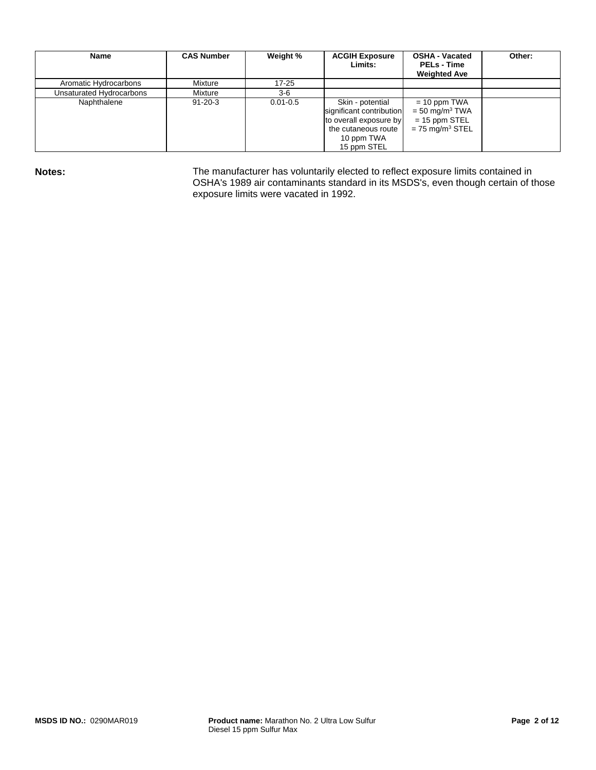| Name | CAS Number | Weight % | ACGIH Exposure Limits: | OSHA - Vacated PELs - Time Weighted Ave | Other: |
|---|---|---|---|---|---|
| Aromatic Hydrocarbons | Mixture | 17-25 | | | |
| Unsaturated Hydrocarbons | Mixture | 3-6 | | | |
| Naphthalene | 91-20-3 | 0.01-0.5 | Skin - potential significant contribution to overall exposure by the cutaneous route<br>10 ppm TWA<br>15 ppm STEL | = 10 ppm TWA<br>= 50 mg/m$^3$ TWA<br>= 15 ppm STEL<br>= 75 mg/m$^3$ STEL | |

**Notes:** The manufacturer has voluntarily elected to reflect exposure limits contained in OSHA's 1989 air contaminants standard in its MSDS's, even though certain of those exposure limits were vacated in 1992.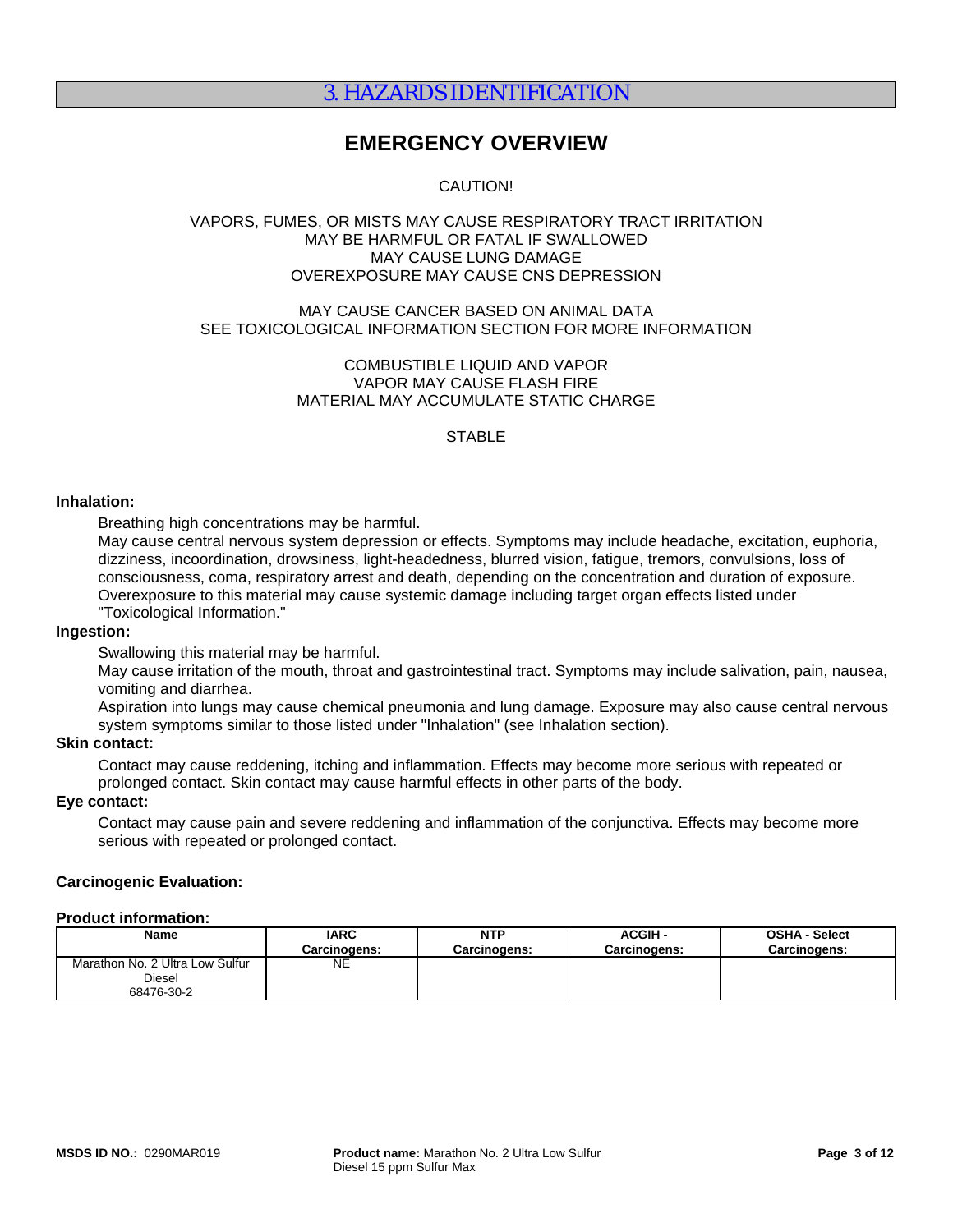# 3. HAZARDS IDENTIFICATION

## EMERGENCY OVERVIEW

CAUTION!

VAPORS, FUMES, OR MISTS MAY CAUSE RESPIRATORY TRACT IRRITATION
MAY BE HARMFUL OR FATAL IF SWALLOWED
MAY CAUSE LUNG DAMAGE
OVEREXPOSURE MAY CAUSE CNS DEPRESSION

MAY CAUSE CANCER BASED ON ANIMAL DATA
SEE TOXICOLOGICAL INFORMATION SECTION FOR MORE INFORMATION

COMBUSTIBLE LIQUID AND VAPOR
VAPOR MAY CAUSE FLASH FIRE
MATERIAL MAY ACCUMULATE STATIC CHARGE

STABLE

**Inhalation:**

Breathing high concentrations may be harmful.
May cause central nervous system depression or effects. Symptoms may include headache, excitation, euphoria, dizziness, incoordination, drowsiness, light-headedness, blurred vision, fatigue, tremors, convulsions, loss of consciousness, coma, respiratory arrest and death, depending on the concentration and duration of exposure. Overexposure to this material may cause systemic damage including target organ effects listed under "Toxicological Information."

**Ingestion:**

Swallowing this material may be harmful.
May cause irritation of the mouth, throat and gastrointestinal tract. Symptoms may include salivation, pain, nausea, vomiting and diarrhea.
Aspiration into lungs may cause chemical pneumonia and lung damage. Exposure may also cause central nervous system symptoms similar to those listed under "Inhalation" (see Inhalation section).

**Skin contact:**

Contact may cause reddening, itching and inflammation. Effects may become more serious with repeated or prolonged contact. Skin contact may cause harmful effects in other parts of the body.

**Eye contact:**

Contact may cause pain and severe reddening and inflammation of the conjunctiva. Effects may become more serious with repeated or prolonged contact.

**Carcinogenic Evaluation:**

**Product information:**

| Name | IARC Carcinogens: | NTP Carcinogens: | ACGIH - Carcinogens: | OSHA - Select Carcinogens: |
|---|---|---|---|---|
| Marathon No. 2 Ultra Low Sulfur Diesel 68476-30-2 | NE | | | |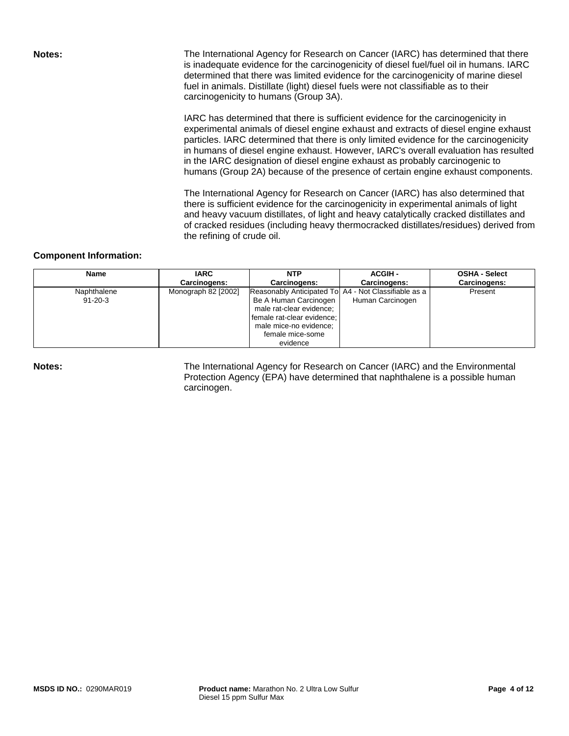**Notes:** The International Agency for Research on Cancer (IARC) has determined that there is inadequate evidence for the carcinogenicity of diesel fuel/fuel oil in humans. IARC determined that there was limited evidence for the carcinogenicity of marine diesel fuel in animals. Distillate (light) diesel fuels were not classifiable as to their carcinogenicity to humans (Group 3A).

IARC has determined that there is sufficient evidence for the carcinogenicity in experimental animals of diesel engine exhaust and extracts of diesel engine exhaust particles. IARC determined that there is only limited evidence for the carcinogenicity in humans of diesel engine exhaust. However, IARC's overall evaluation has resulted in the IARC designation of diesel engine exhaust as probably carcinogenic to humans (Group 2A) because of the presence of certain engine exhaust components.

The International Agency for Research on Cancer (IARC) has also determined that there is sufficient evidence for the carcinogenicity in experimental animals of light and heavy vacuum distillates, of light and heavy catalytically cracked distillates and of cracked residues (including heavy thermocracked distillates/residues) derived from the refining of crude oil.

**Component Information:**

| Name | IARC Carcinogens: | NTP Carcinogens: | ACGIH - Carcinogens: | OSHA - Select Carcinogens: |
|---|---|---|---|---|
| Naphthalene 91-20-3 | Monograph 82 [2002] | Reasonably Anticipated To Be A Human Carcinogen male rat-clear evidence; female rat-clear evidence; male mice-no evidence; female mice-some evidence | A4 - Not Classifiable as a Human Carcinogen | Present |

**Notes:** The International Agency for Research on Cancer (IARC) and the Environmental Protection Agency (EPA) have determined that naphthalene is a possible human carcinogen.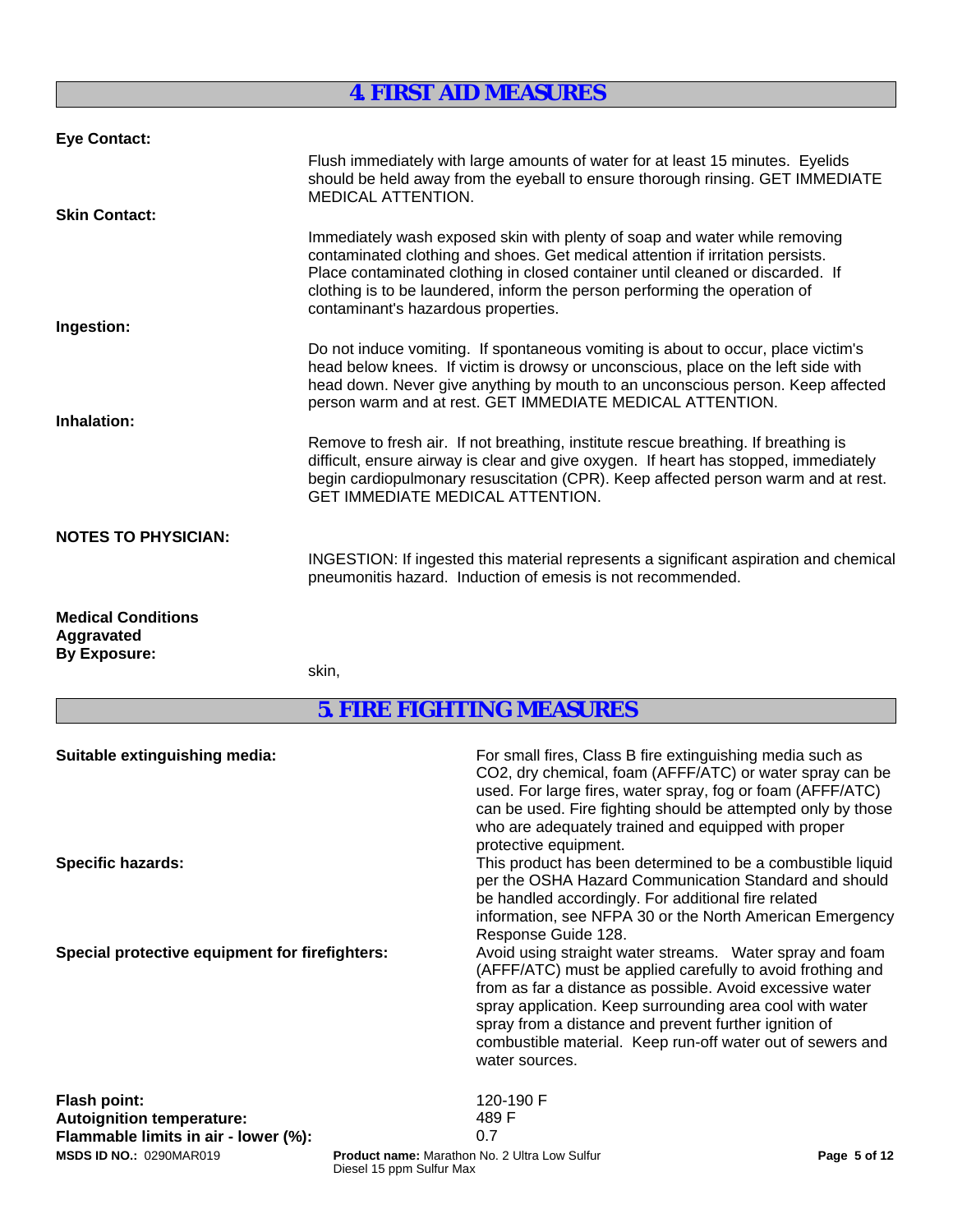## 4. FIRST AID MEASURES

**Eye Contact:**

Flush immediately with large amounts of water for at least 15 minutes. Eyelids should be held away from the eyeball to ensure thorough rinsing. GET IMMEDIATE MEDICAL ATTENTION.

**Skin Contact:**

Immediately wash exposed skin with plenty of soap and water while removing contaminated clothing and shoes. Get medical attention if irritation persists. Place contaminated clothing in closed container until cleaned or discarded. If clothing is to be laundered, inform the person performing the operation of contaminant's hazardous properties.

**Ingestion:**

Do not induce vomiting. If spontaneous vomiting is about to occur, place victim's head below knees. If victim is drowsy or unconscious, place on the left side with head down. Never give anything by mouth to an unconscious person. Keep affected person warm and at rest. GET IMMEDIATE MEDICAL ATTENTION.

**Inhalation:**

Remove to fresh air. If not breathing, institute rescue breathing. If breathing is difficult, ensure airway is clear and give oxygen. If heart has stopped, immediately begin cardiopulmonary resuscitation (CPR). Keep affected person warm and at rest. GET IMMEDIATE MEDICAL ATTENTION.

**NOTES TO PHYSICIAN:**

INGESTION: If ingested this material represents a significant aspiration and chemical pneumonitis hazard. Induction of emesis is not recommended.

**Medical Conditions Aggravated By Exposure:**

skin,

## 5. FIRE FIGHTING MEASURES

**Suitable extinguishing media:** For small fires, Class B fire extinguishing media such as $CO_2$, dry chemical, foam (AFFF/ATC) or water spray can be used. For large fires, water spray, fog or foam (AFFF/ATC) can be used. Fire fighting should be attempted only by those who are adequately trained and equipped with proper protective equipment.

**Specific hazards:** This product has been determined to be a combustible liquid per the OSHA Hazard Communication Standard and should be handled accordingly. For additional fire related information, see NFPA 30 or the North American Emergency Response Guide 128.

**Special protective equipment for firefighters:** Avoid using straight water streams. Water spray and foam (AFFF/ATC) must be applied carefully to avoid frothing and from as far a distance as possible. Avoid excessive water spray application. Keep surrounding area cool with water spray from a distance and prevent further ignition of combustible material. Keep run-off water out of sewers and water sources.

**Flash point:** 120-190 F

**Autoignition temperature:** 489 F

**Flammable limits in air - lower (%):** 0.7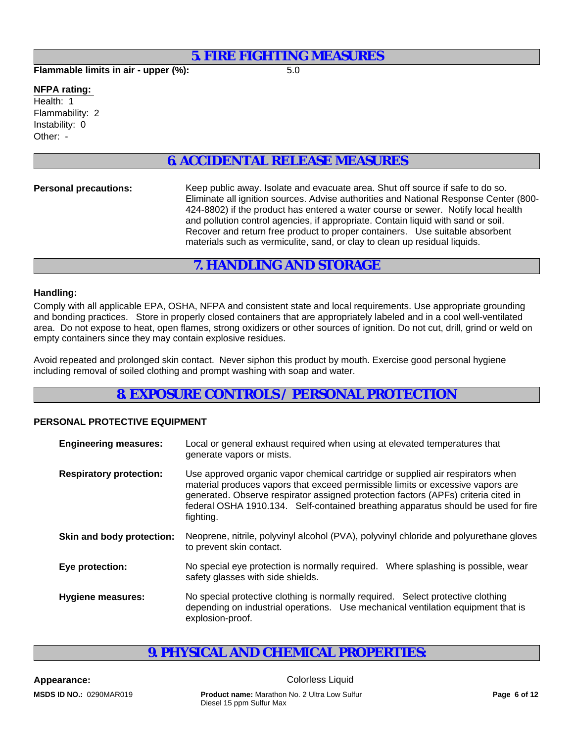## 5. FIRE FIGHTING MEASURES

**Flammable limits in air - upper (%):** 5.0

**NFPA rating:**

Health: 1
Flammability: 2
Instability: 0
Other: -

## 6. ACCIDENTAL RELEASE MEASURES

**Personal precautions:** Keep public away. Isolate and evacuate area. Shut off source if safe to do so. Eliminate all ignition sources. Advise authorities and National Response Center (800-424-8802) if the product has entered a water course or sewer. Notify local health and pollution control agencies, if appropriate. Contain liquid with sand or soil. Recover and return free product to proper containers. Use suitable absorbent materials such as vermiculite, sand, or clay to clean up residual liquids.

## 7. HANDLING AND STORAGE

**Handling:**

Comply with all applicable EPA, OSHA, NFPA and consistent state and local requirements. Use appropriate grounding and bonding practices. Store in properly closed containers that are appropriately labeled and in a cool well-ventilated area. Do not expose to heat, open flames, strong oxidizers or other sources of ignition. Do not cut, drill, grind or weld on empty containers since they may contain explosive residues.

Avoid repeated and prolonged skin contact. Never siphon this product by mouth. Exercise good personal hygiene including removal of soiled clothing and prompt washing with soap and water.

## 8. EXPOSURE CONTROLS / PERSONAL PROTECTION

**PERSONAL PROTECTIVE EQUIPMENT**

**Engineering measures:** Local or general exhaust required when using at elevated temperatures that generate vapors or mists.

**Respiratory protection:** Use approved organic vapor chemical cartridge or supplied air respirators when material produces vapors that exceed permissible limits or excessive vapors are generated. Observe respirator assigned protection factors (APFs) criteria cited in federal OSHA 1910.134. Self-contained breathing apparatus should be used for fire fighting.

**Skin and body protection:** Neoprene, nitrile, polyvinyl alcohol (PVA), polyvinyl chloride and polyurethane gloves to prevent skin contact.

**Eye protection:** No special eye protection is normally required. Where splashing is possible, wear safety glasses with side shields.

**Hygiene measures:** No special protective clothing is normally required. Select protective clothing depending on industrial operations. Use mechanical ventilation equipment that is explosion-proof.

## 9. PHYSICAL AND CHEMICAL PROPERTIES:

**Appearance:** Colorless Liquid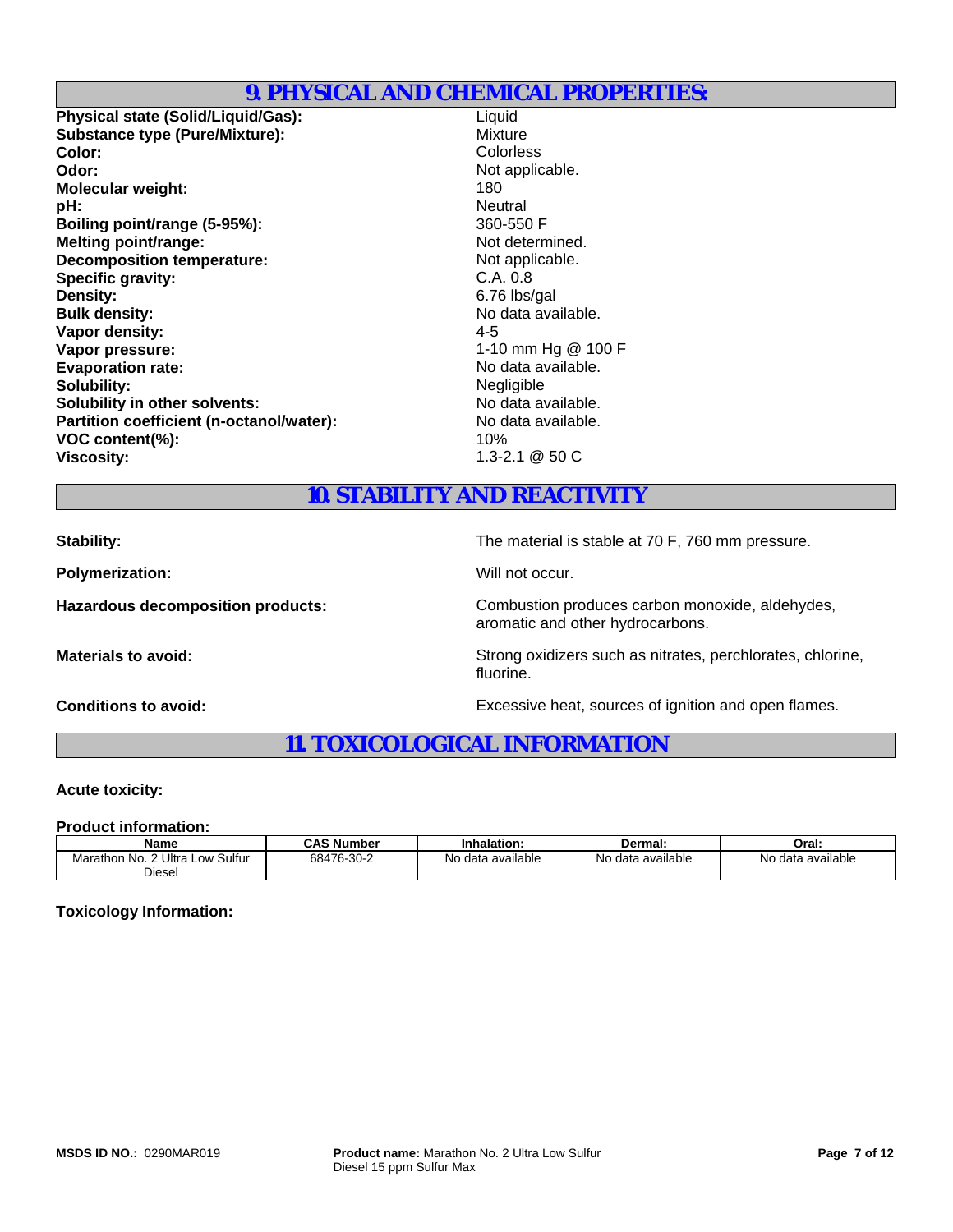## 9. PHYSICAL AND CHEMICAL PROPERTIES:

**Physical state (Solid/Liquid/Gas):** Liquid
**Substance type (Pure/Mixture):** Mixture
**Color:** Colorless
**Odor:** Not applicable.
**Molecular weight:** 180
**pH:** Neutral
**Boiling point/range (5-95%):** 360-550 F
**Melting point/range:** Not determined.
**Decomposition temperature:** Not applicable.
**Specific gravity:** C.A. 0.8
**Density:** 6.76 lbs/gal
**Bulk density:** No data available.
**Vapor density:** 4-5
**Vapor pressure:** 1-10 mm Hg @ 100 F
**Evaporation rate:** No data available.
**Solubility:** Negligible
**Solubility in other solvents:** No data available.
**Partition coefficient (n-octanol/water):** No data available.
**VOC content(%):** 10%
**Viscosity:** 1.3-2.1 @ 50 C

## 10. STABILITY AND REACTIVITY

**Stability:** The material is stable at 70 F, 760 mm pressure.

**Polymerization:** Will not occur.

**Hazardous decomposition products:** Combustion produces carbon monoxide, aldehydes, aromatic and other hydrocarbons.

**Materials to avoid:** Strong oxidizers such as nitrates, perchlorates, chlorine, fluorine.

**Conditions to avoid:** Excessive heat, sources of ignition and open flames.

## 11. TOXICOLOGICAL INFORMATION

**Acute toxicity:**

**Product information:**

| Name | CAS Number | Inhalation: | Dermal: | Oral: |
|---|---|---|---|---|
| Marathon No. 2 Ultra Low Sulfur Diesel | 68476-30-2 | No data available | No data available | No data available |

**Toxicology Information:**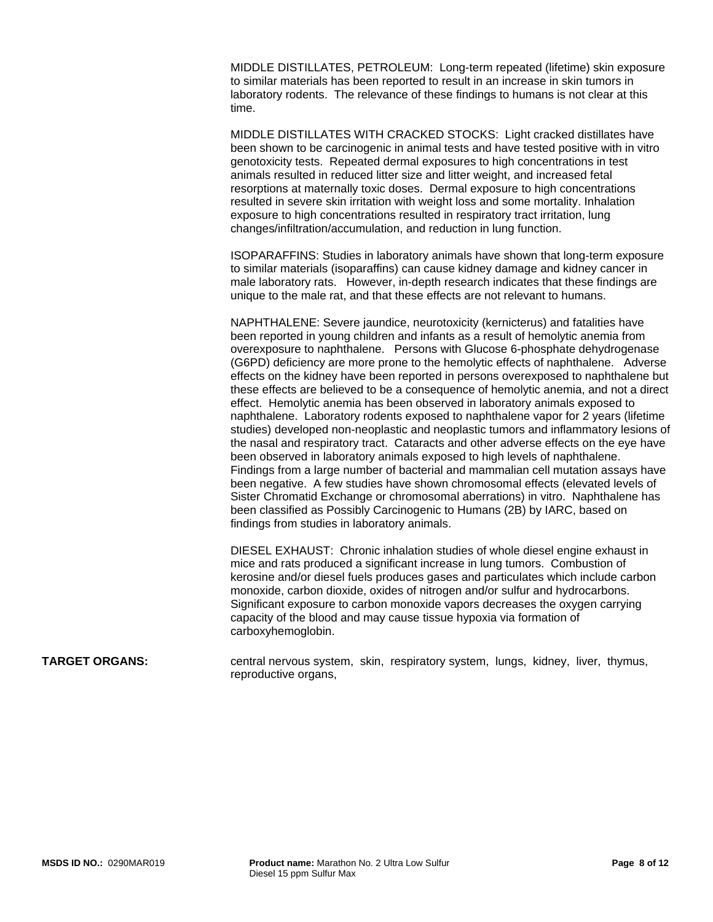MIDDLE DISTILLATES, PETROLEUM: Long-term repeated (lifetime) skin exposure to similar materials has been reported to result in an increase in skin tumors in laboratory rodents. The relevance of these findings to humans is not clear at this time.

MIDDLE DISTILLATES WITH CRACKED STOCKS: Light cracked distillates have been shown to be carcinogenic in animal tests and have tested positive with in vitro genotoxicity tests. Repeated dermal exposures to high concentrations in test animals resulted in reduced litter size and litter weight, and increased fetal resorptions at maternally toxic doses. Dermal exposure to high concentrations resulted in severe skin irritation with weight loss and some mortality. Inhalation exposure to high concentrations resulted in respiratory tract irritation, lung changes/infiltration/accumulation, and reduction in lung function.

ISOPARAFFINS: Studies in laboratory animals have shown that long-term exposure to similar materials (isoparaffins) can cause kidney damage and kidney cancer in male laboratory rats. However, in-depth research indicates that these findings are unique to the male rat, and that these effects are not relevant to humans.

NAPHTHALENE: Severe jaundice, neurotoxicity (kernicterus) and fatalities have been reported in young children and infants as a result of hemolytic anemia from overexposure to naphthalene. Persons with Glucose 6-phosphate dehydrogenase (G6PD) deficiency are more prone to the hemolytic effects of naphthalene. Adverse effects on the kidney have been reported in persons overexposed to naphthalene but these effects are believed to be a consequence of hemolytic anemia, and not a direct effect. Hemolytic anemia has been observed in laboratory animals exposed to naphthalene. Laboratory rodents exposed to naphthalene vapor for 2 years (lifetime studies) developed non-neoplastic and neoplastic tumors and inflammatory lesions of the nasal and respiratory tract. Cataracts and other adverse effects on the eye have been observed in laboratory animals exposed to high levels of naphthalene. Findings from a large number of bacterial and mammalian cell mutation assays have been negative. A few studies have shown chromosomal effects (elevated levels of Sister Chromatid Exchange or chromosomal aberrations) in vitro. Naphthalene has been classified as Possibly Carcinogenic to Humans (2B) by IARC, based on findings from studies in laboratory animals.

DIESEL EXHAUST: Chronic inhalation studies of whole diesel engine exhaust in mice and rats produced a significant increase in lung tumors. Combustion of kerosine and/or diesel fuels produces gases and particulates which include carbon monoxide, carbon dioxide, oxides of nitrogen and/or sulfur and hydrocarbons. Significant exposure to carbon monoxide vapors decreases the oxygen carrying capacity of the blood and may cause tissue hypoxia via formation of carboxyhemoglobin.

**TARGET ORGANS:** central nervous system, skin, respiratory system, lungs, kidney, liver, thymus, reproductive organs,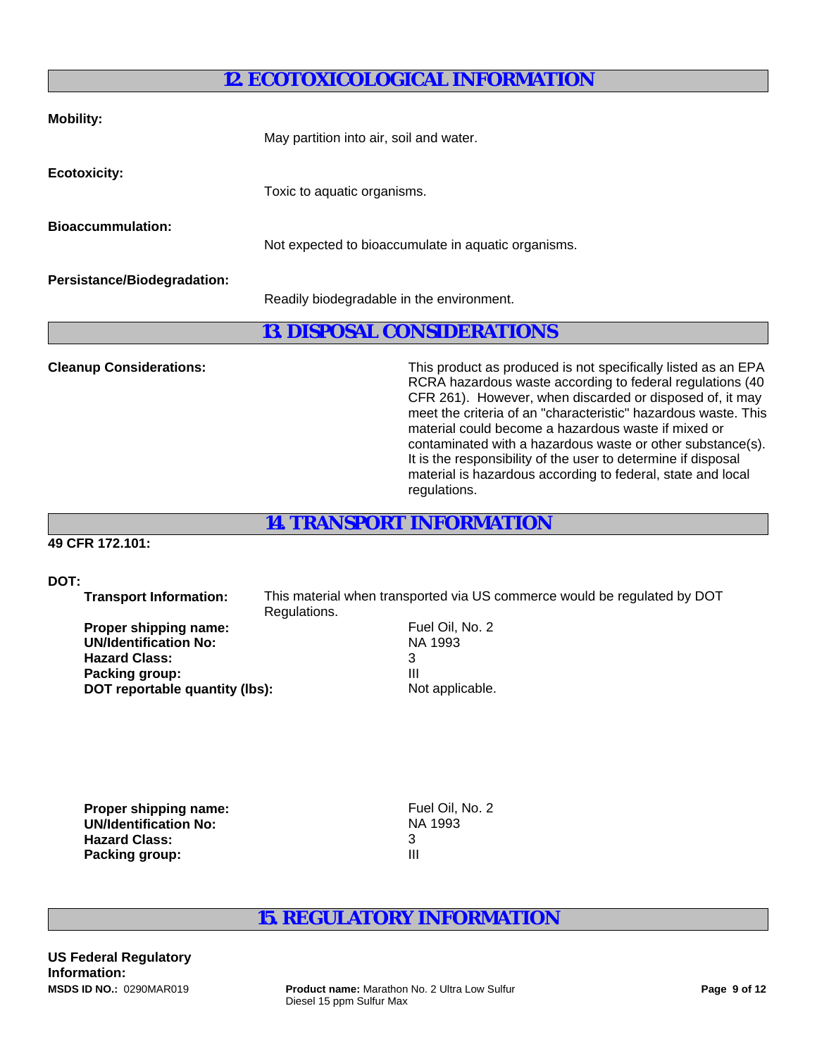## 12. ECOTOXICOLOGICAL INFORMATION

**Mobility:**

May partition into air, soil and water.

**Ecotoxicity:**

Toxic to aquatic organisms.

**Bioaccummulation:**

Not expected to bioaccumulate in aquatic organisms.

**Persistance/Biodegradation:**

Readily biodegradable in the environment.

## 13. DISPOSAL CONSIDERATIONS

**Cleanup Considerations:**

This product as produced is not specifically listed as an EPA RCRA hazardous waste according to federal regulations (40 CFR 261). However, when discarded or disposed of, it may meet the criteria of an "characteristic" hazardous waste. This material could become a hazardous waste if mixed or contaminated with a hazardous waste or other substance(s). It is the responsibility of the user to determine if disposal material is hazardous according to federal, state and local regulations.

## 14. TRANSPORT INFORMATION

**49 CFR 172.101:**

**DOT:**

**Transport Information:** This material when transported via US commerce would be regulated by DOT Regulations.

**Proper shipping name:** Fuel Oil, No. 2
**UN/Identification No:** NA 1993
**Hazard Class:** 3
**Packing group:** III
**DOT reportable quantity (lbs):** Not applicable.

**Proper shipping name:** Fuel Oil, No. 2
**UN/Identification No:** NA 1993
**Hazard Class:** 3
**Packing group:** III

## 15. REGULATORY INFORMATION

**US Federal Regulatory Information:**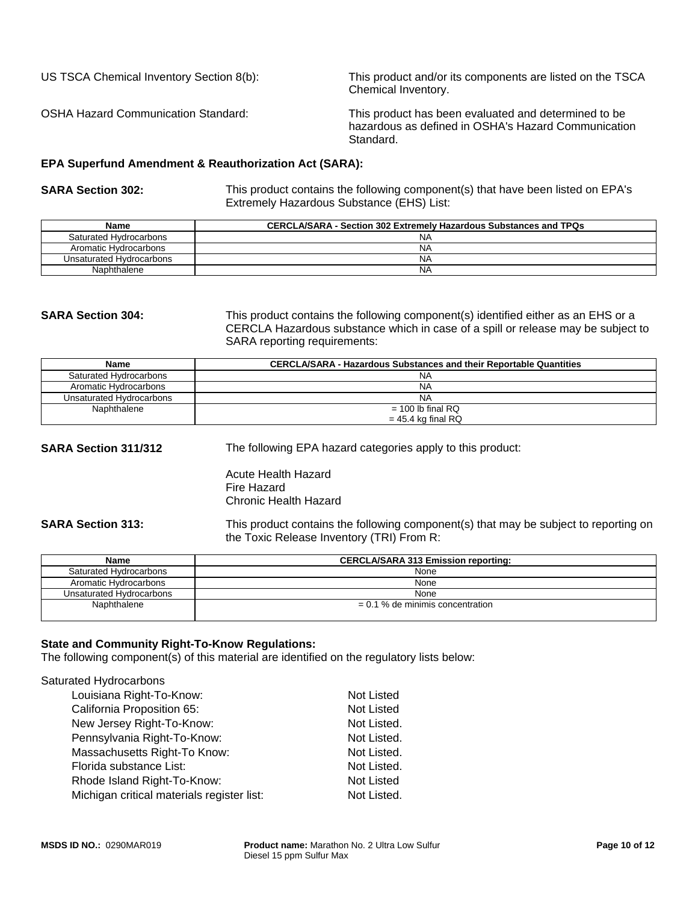US TSCA Chemical Inventory Section 8(b): This product and/or its components are listed on the TSCA Chemical Inventory.

OSHA Hazard Communication Standard: This product has been evaluated and determined to be hazardous as defined in OSHA's Hazard Communication Standard.

**EPA Superfund Amendment & Reauthorization Act (SARA):**

**SARA Section 302:** This product contains the following component(s) that have been listed on EPA's Extremely Hazardous Substance (EHS) List:

| Name | CERCLA/SARA - Section 302 Extremely Hazardous Substances and TPQs |
|---|---|
| Saturated Hydrocarbons | NA |
| Aromatic Hydrocarbons | NA |
| Unsaturated Hydrocarbons | NA |
| Naphthalene | NA |

**SARA Section 304:** This product contains the following component(s) identified either as an EHS or a CERCLA Hazardous substance which in case of a spill or release may be subject to SARA reporting requirements:

| Name | CERCLA/SARA - Hazardous Substances and their Reportable Quantities |
|---|---|
| Saturated Hydrocarbons | NA |
| Aromatic Hydrocarbons | NA |
| Unsaturated Hydrocarbons | NA |
| Naphthalene | = 100 lb final RQ<br>= 45.4 kg final RQ |

**SARA Section 311/312** The following EPA hazard categories apply to this product:

Acute Health Hazard
Fire Hazard
Chronic Health Hazard

**SARA Section 313:** This product contains the following component(s) that may be subject to reporting on the Toxic Release Inventory (TRI) From R:

| Name | CERCLA/SARA 313 Emission reporting: |
|---|---|
| Saturated Hydrocarbons | None |
| Aromatic Hydrocarbons | None |
| Unsaturated Hydrocarbons | None |
| Naphthalene | = 0.1 % de minimis concentration |

**State and Community Right-To-Know Regulations:**
The following component(s) of this material are identified on the regulatory lists below:

Saturated Hydrocarbons

| | |
|---|---|
| Louisiana Right-To-Know: | Not Listed |
| California Proposition 65: | Not Listed |
| New Jersey Right-To-Know: | Not Listed. |
| Pennsylvania Right-To-Know: | Not Listed. |
| Massachusetts Right-To Know: | Not Listed. |
| Florida substance List: | Not Listed. |
| Rhode Island Right-To-Know: | Not Listed |
| Michigan critical materials register list: | Not Listed. |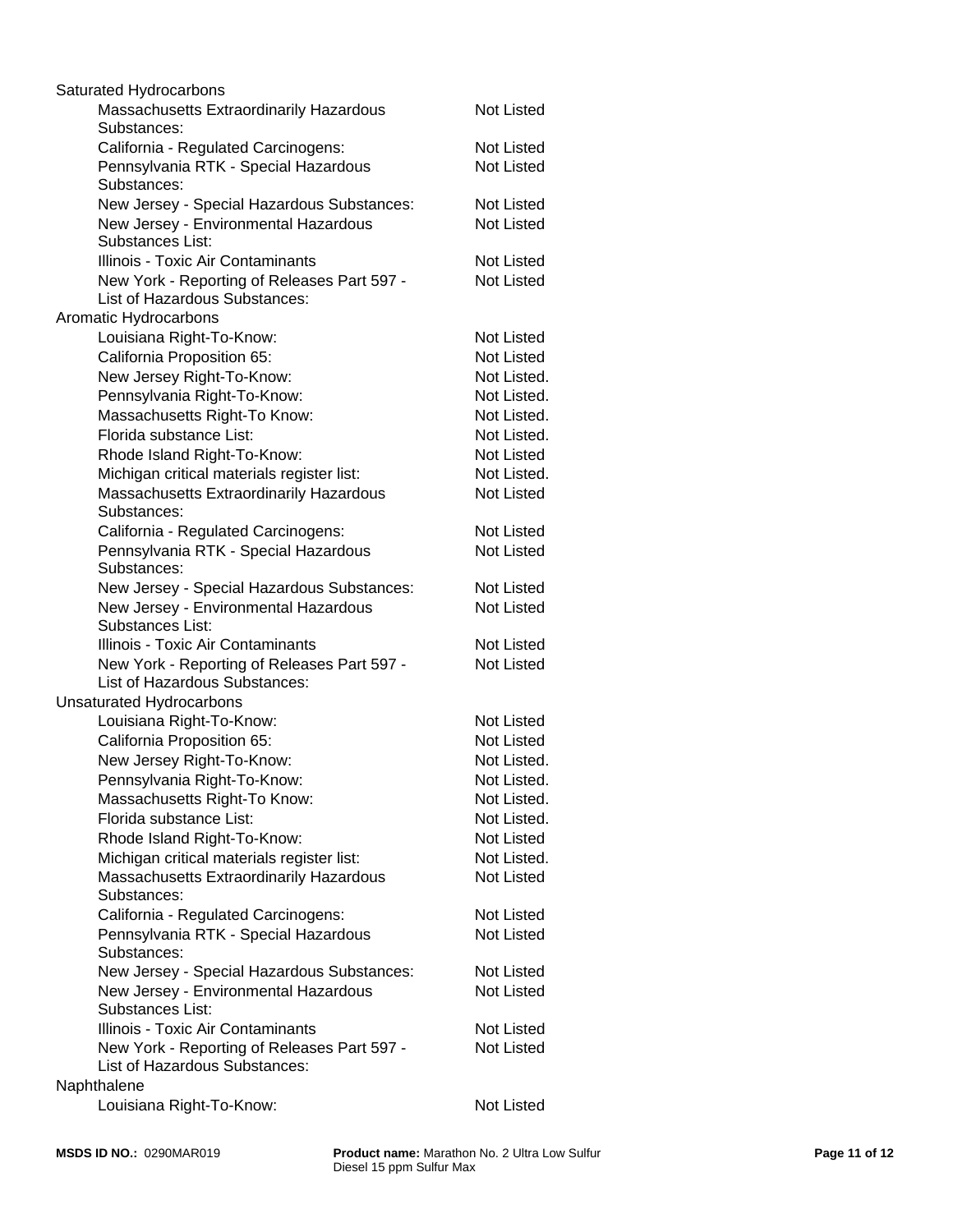Saturated Hydrocarbons

| | |
|---|---|
| Massachusetts Extraordinarily Hazardous Substances: | Not Listed |
| California - Regulated Carcinogens: | Not Listed |
| Pennsylvania RTK - Special Hazardous Substances: | Not Listed |
| New Jersey - Special Hazardous Substances: | Not Listed |
| New Jersey - Environmental Hazardous Substances List: | Not Listed |
| Illinois - Toxic Air Contaminants | Not Listed |
| New York - Reporting of Releases Part 597 - List of Hazardous Substances: | Not Listed |

Aromatic Hydrocarbons

| | |
|---|---|
| Louisiana Right-To-Know: | Not Listed |
| California Proposition 65: | Not Listed |
| New Jersey Right-To-Know: | Not Listed. |
| Pennsylvania Right-To-Know: | Not Listed. |
| Massachusetts Right-To Know: | Not Listed. |
| Florida substance List: | Not Listed. |
| Rhode Island Right-To-Know: | Not Listed |
| Michigan critical materials register list: | Not Listed. |
| Massachusetts Extraordinarily Hazardous Substances: | Not Listed |
| California - Regulated Carcinogens: | Not Listed |
| Pennsylvania RTK - Special Hazardous Substances: | Not Listed |
| New Jersey - Special Hazardous Substances: | Not Listed |
| New Jersey - Environmental Hazardous Substances List: | Not Listed |
| Illinois - Toxic Air Contaminants | Not Listed |
| New York - Reporting of Releases Part 597 - List of Hazardous Substances: | Not Listed |

Unsaturated Hydrocarbons

| | |
|---|---|
| Louisiana Right-To-Know: | Not Listed |
| California Proposition 65: | Not Listed |
| New Jersey Right-To-Know: | Not Listed. |
| Pennsylvania Right-To-Know: | Not Listed. |
| Massachusetts Right-To Know: | Not Listed. |
| Florida substance List: | Not Listed. |
| Rhode Island Right-To-Know: | Not Listed |
| Michigan critical materials register list: | Not Listed. |
| Massachusetts Extraordinarily Hazardous Substances: | Not Listed |
| California - Regulated Carcinogens: | Not Listed |
| Pennsylvania RTK - Special Hazardous Substances: | Not Listed |
| New Jersey - Special Hazardous Substances: | Not Listed |
| New Jersey - Environmental Hazardous Substances List: | Not Listed |
| Illinois - Toxic Air Contaminants | Not Listed |
| New York - Reporting of Releases Part 597 - List of Hazardous Substances: | Not Listed |

Naphthalene

| | |
|---|---|
| Louisiana Right-To-Know: | Not Listed |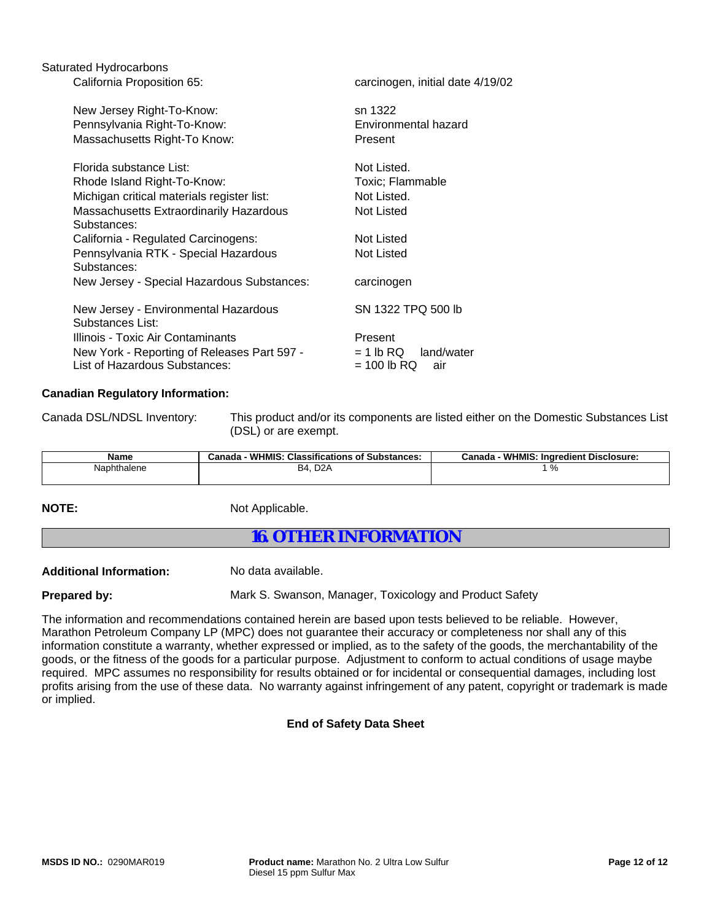Saturated Hydrocarbons

| | |
|---|---|
| California Proposition 65: | carcinogen, initial date 4/19/02 |
| New Jersey Right-To-Know: | sn 1322 |
| Pennsylvania Right-To-Know: | Environmental hazard |
| Massachusetts Right-To Know: | Present |
| Florida substance List: | Not Listed. |
| Rhode Island Right-To-Know: | Toxic; Flammable |
| Michigan critical materials register list: | Not Listed. |
| Massachusetts Extraordinarily Hazardous Substances: | Not Listed |
| California - Regulated Carcinogens: | Not Listed |
| Pennsylvania RTK - Special Hazardous Substances: | Not Listed |
| New Jersey - Special Hazardous Substances: | carcinogen |
| New Jersey - Environmental Hazardous Substances List: | SN 1322 TPQ 500 lb |
| Illinois - Toxic Air Contaminants | Present |
| New York - Reporting of Releases Part 597 - List of Hazardous Substances: | = 1 lb RQ land/water<br>= 100 lb RQ air |

**Canadian Regulatory Information:**

Canada DSL/NDSL Inventory: This product and/or its components are listed either on the Domestic Substances List (DSL) or are exempt.

| Name | Canada - WHMIS: Classifications of Substances: | Canada - WHMIS: Ingredient Disclosure: |
|---|---|---|
| Naphthalene | B4, D2A | 1 % |

**NOTE:** Not Applicable.

## 16. OTHER INFORMATION

**Additional Information:** No data available.

**Prepared by:** Mark S. Swanson, Manager, Toxicology and Product Safety

The information and recommendations contained herein are based upon tests believed to be reliable. However, Marathon Petroleum Company LP (MPC) does not guarantee their accuracy or completeness nor shall any of this information constitute a warranty, whether expressed or implied, as to the safety of the goods, the merchantability of the goods, or the fitness of the goods for a particular purpose. Adjustment to conform to actual conditions of usage maybe required. MPC assumes no responsibility for results obtained or for incidental or consequential damages, including lost profits arising from the use of these data. No warranty against infringement of any patent, copyright or trademark is made or implied.

**End of Safety Data Sheet**